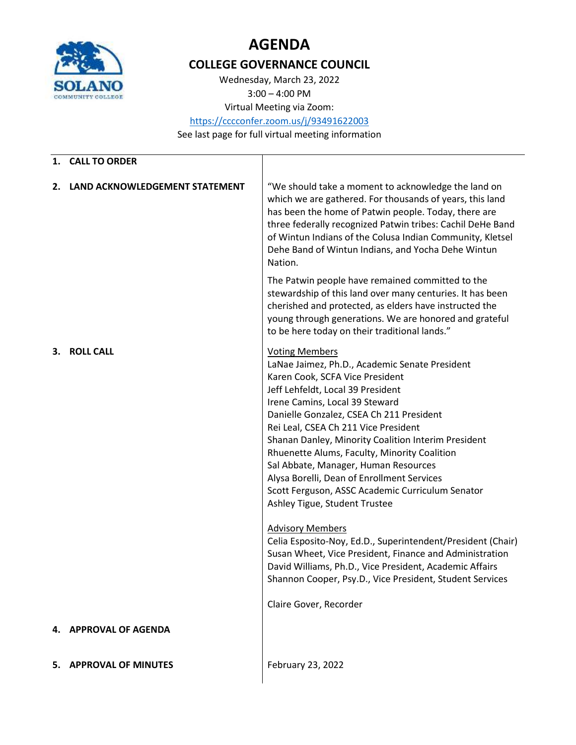# AGENDA

## COLLEGE GOVERNANCE COUNCIL

Wednesday, March 23, 2022
3:00 – 4:00 PM
Virtual Meeting via Zoom:
https://cccconfer.zoom.us/j/93491622003
See last page for full virtual meeting information

---

**1. CALL TO ORDER**

**2. LAND ACKNOWLEDGEMENT STATEMENT**

"We should take a moment to acknowledge the land on which we are gathered. For thousands of years, this land has been the home of Patwin people. Today, there are three federally recognized Patwin tribes: Cachil DeHe Band of Wintun Indians of the Colusa Indian Community, Kletsel Dehe Band of Wintun Indians, and Yocha Dehe Wintun Nation.

The Patwin people have remained committed to the stewardship of this land over many centuries. It has been cherished and protected, as elders have instructed the young through generations. We are honored and grateful to be here today on their traditional lands."

**3. ROLL CALL**

Voting Members
LaNae Jaimez, Ph.D., Academic Senate President
Karen Cook, SCFA Vice President
Jeff Lehfeldt, Local 39 President
Irene Camins, Local 39 Steward
Danielle Gonzalez, CSEA Ch 211 President
Rei Leal, CSEA Ch 211 Vice President
Shanan Danley, Minority Coalition Interim President
Rhuenette Alums, Faculty, Minority Coalition
Sal Abbate, Manager, Human Resources
Alysa Borelli, Dean of Enrollment Services
Scott Ferguson, ASSC Academic Curriculum Senator
Ashley Tigue, Student Trustee

Advisory Members
Celia Esposito-Noy, Ed.D., Superintendent/President (Chair)
Susan Wheet, Vice President, Finance and Administration
David Williams, Ph.D., Vice President, Academic Affairs
Shannon Cooper, Psy.D., Vice President, Student Services

Claire Gover, Recorder

**4. APPROVAL OF AGENDA**

**5. APPROVAL OF MINUTES**

February 23, 2022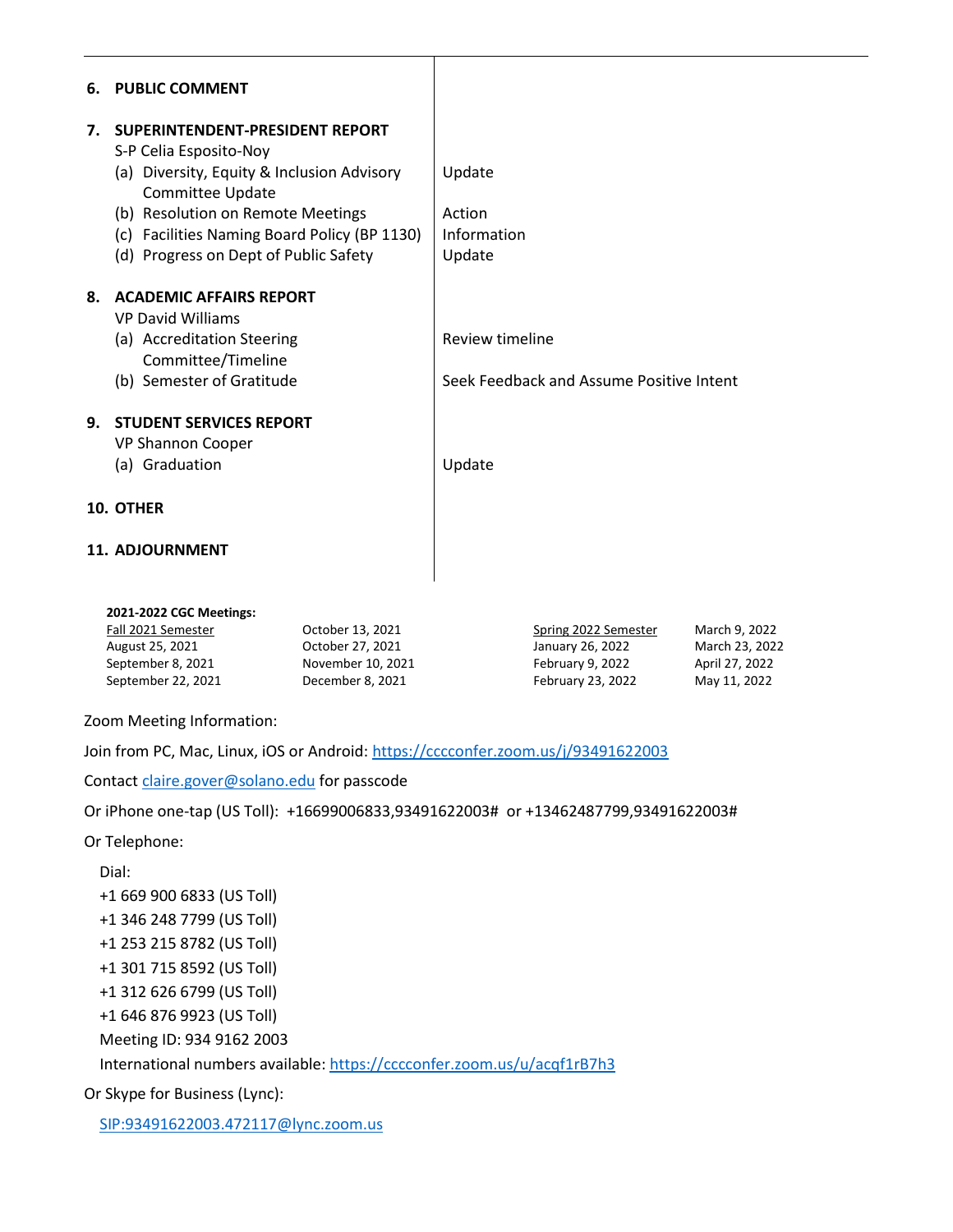| | |
|---|---|
| **6. PUBLIC COMMENT** | |
| **7. SUPERINTENDENT-PRESIDENT REPORT** | |
| S-P Celia Esposito-Noy | |
| (a) Diversity, Equity & Inclusion Advisory Committee Update | Update |
| (b) Resolution on Remote Meetings | Action |
| (c) Facilities Naming Board Policy (BP 1130) | Information |
| (d) Progress on Dept of Public Safety | Update |
| **8. ACADEMIC AFFAIRS REPORT** | |
| VP David Williams | |
| (a) Accreditation Steering Committee/Timeline | Review timeline |
| (b) Semester of Gratitude | Seek Feedback and Assume Positive Intent |
| **9. STUDENT SERVICES REPORT** | |
| VP Shannon Cooper | |
| (a) Graduation | Update |
| **10. OTHER** | |
| **11. ADJOURNMENT** | |

**2021-2022 CGC Meetings:**

| | | | |
|---|---|---|---|
| Fall 2021 Semester | October 13, 2021 | Spring 2022 Semester | March 9, 2022 |
| August 25, 2021 | October 27, 2021 | January 26, 2022 | March 23, 2022 |
| September 8, 2021 | November 10, 2021 | February 9, 2022 | April 27, 2022 |
| September 22, 2021 | December 8, 2021 | February 23, 2022 | May 11, 2022 |

Zoom Meeting Information:

Join from PC, Mac, Linux, iOS or Android: https://cccconfer.zoom.us/j/93491622003

Contact claire.gover@solano.edu for passcode

Or iPhone one-tap (US Toll): +16699006833,93491622003# or +13462487799,93491622003#

Or Telephone:

Dial:
+1 669 900 6833 (US Toll)
+1 346 248 7799 (US Toll)
+1 253 215 8782 (US Toll)
+1 301 715 8592 (US Toll)
+1 312 626 6799 (US Toll)
+1 646 876 9923 (US Toll)
Meeting ID: 934 9162 2003
International numbers available: https://cccconfer.zoom.us/u/acqf1rB7h3

Or Skype for Business (Lync):

SIP:93491622003.472117@lync.zoom.us